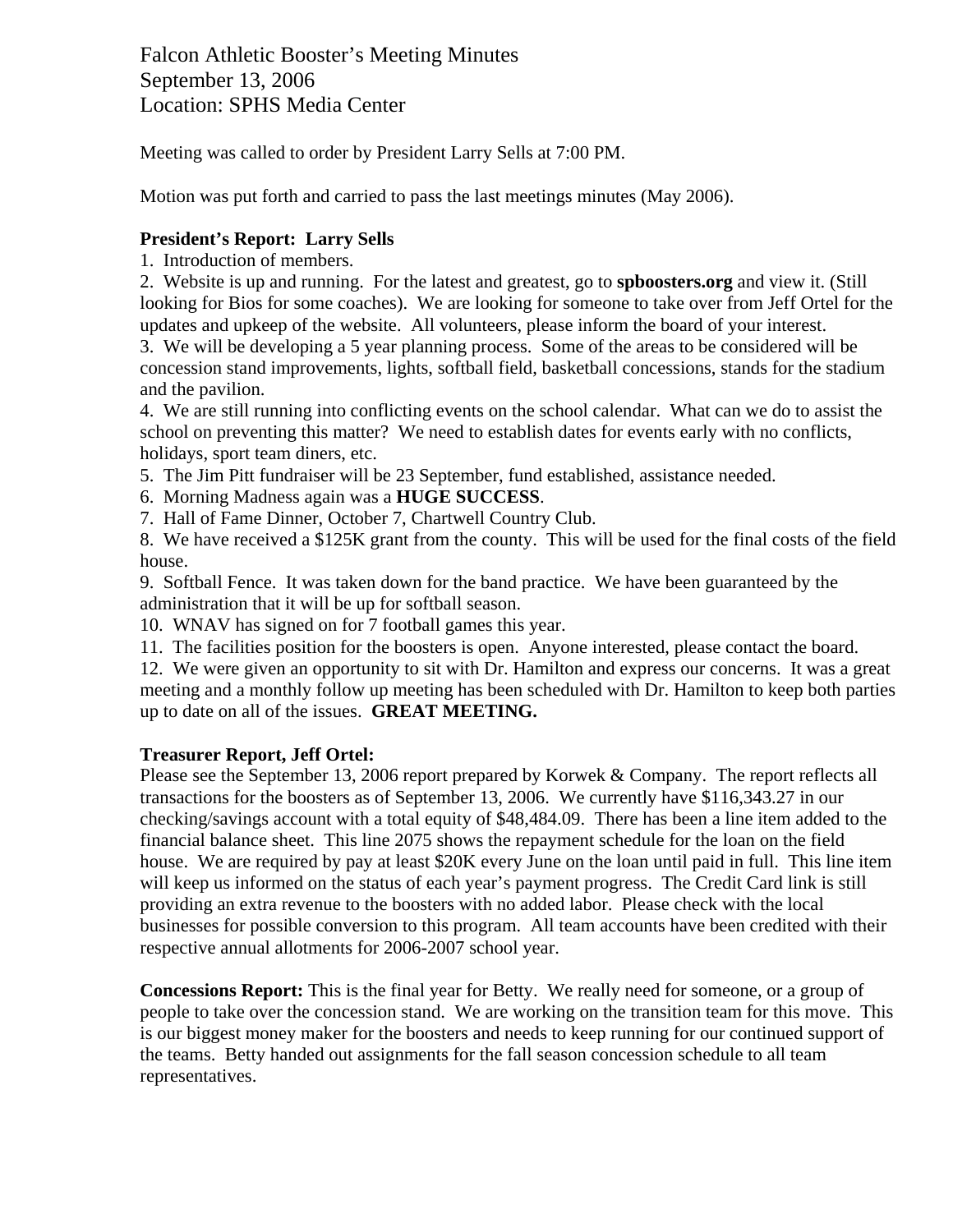# Falcon Athletic Booster's Meeting Minutes
September 13, 2006
Location: SPHS Media Center

Meeting was called to order by President Larry Sells at 7:00 PM.

Motion was put forth and carried to pass the last meetings minutes (May 2006).

**President's Report: Larry Sells**

1. Introduction of members.
2. Website is up and running. For the latest and greatest, go to **spboosters.org** and view it. (Still looking for Bios for some coaches). We are looking for someone to take over from Jeff Ortel for the updates and upkeep of the website. All volunteers, please inform the board of your interest.
3. We will be developing a 5 year planning process. Some of the areas to be considered will be concession stand improvements, lights, softball field, basketball concessions, stands for the stadium and the pavilion.
4. We are still running into conflicting events on the school calendar. What can we do to assist the school on preventing this matter? We need to establish dates for events early with no conflicts, holidays, sport team diners, etc.
5. The Jim Pitt fundraiser will be 23 September, fund established, assistance needed.
6. Morning Madness again was a **HUGE SUCCESS**.
7. Hall of Fame Dinner, October 7, Chartwell Country Club.
8. We have received a $125K grant from the county. This will be used for the final costs of the field house.
9. Softball Fence. It was taken down for the band practice. We have been guaranteed by the administration that it will be up for softball season.
10. WNAV has signed on for 7 football games this year.
11. The facilities position for the boosters is open. Anyone interested, please contact the board.
12. We were given an opportunity to sit with Dr. Hamilton and express our concerns. It was a great meeting and a monthly follow up meeting has been scheduled with Dr. Hamilton to keep both parties up to date on all of the issues. **GREAT MEETING.**

**Treasurer Report, Jeff Ortel:**

Please see the September 13, 2006 report prepared by Korwek & Company. The report reflects all transactions for the boosters as of September 13, 2006. We currently have $116,343.27 in our checking/savings account with a total equity of $48,484.09. There has been a line item added to the financial balance sheet. This line 2075 shows the repayment schedule for the loan on the field house. We are required by pay at least $20K every June on the loan until paid in full. This line item will keep us informed on the status of each year's payment progress. The Credit Card link is still providing an extra revenue to the boosters with no added labor. Please check with the local businesses for possible conversion to this program. All team accounts have been credited with their respective annual allotments for 2006-2007 school year.

**Concessions Report:** This is the final year for Betty. We really need for someone, or a group of people to take over the concession stand. We are working on the transition team for this move. This is our biggest money maker for the boosters and needs to keep running for our continued support of the teams. Betty handed out assignments for the fall season concession schedule to all team representatives.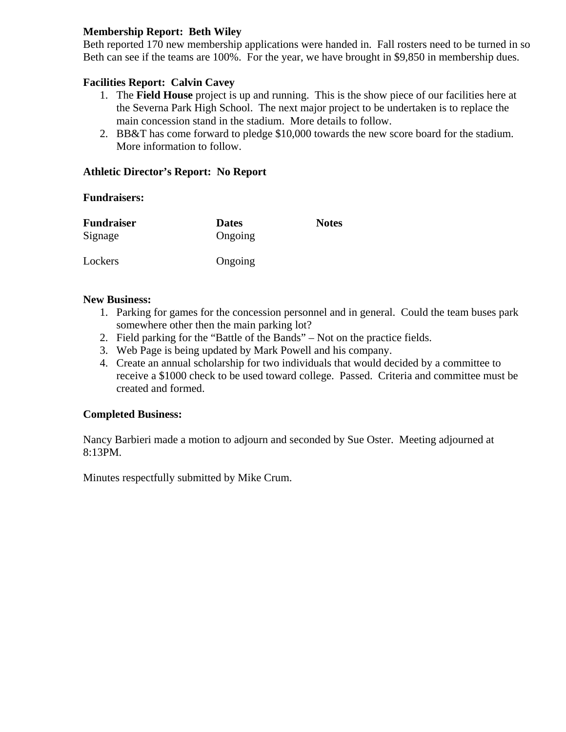**Membership Report: Beth Wiley**
Beth reported 170 new membership applications were handed in. Fall rosters need to be turned in so Beth can see if the teams are 100%. For the year, we have brought in $9,850 in membership dues.

**Facilities Report: Calvin Cavey**

1. The **Field House** project is up and running. This is the show piece of our facilities here at the Severna Park High School. The next major project to be undertaken is to replace the main concession stand in the stadium. More details to follow.
2. BB&T has come forward to pledge $10,000 towards the new score board for the stadium. More information to follow.

**Athletic Director's Report: No Report**

**Fundraisers:**

| **Fundraiser** | **Dates** | **Notes** |
| --- | --- | --- |
| Signage | Ongoing | |
| Lockers | Ongoing | |

**New Business:**

1. Parking for games for the concession personnel and in general. Could the team buses park somewhere other then the main parking lot?
2. Field parking for the "Battle of the Bands" – Not on the practice fields.
3. Web Page is being updated by Mark Powell and his company.
4. Create an annual scholarship for two individuals that would decided by a committee to receive a $1000 check to be used toward college. Passed. Criteria and committee must be created and formed.

**Completed Business:**

Nancy Barbieri made a motion to adjourn and seconded by Sue Oster. Meeting adjourned at 8:13PM.

Minutes respectfully submitted by Mike Crum.